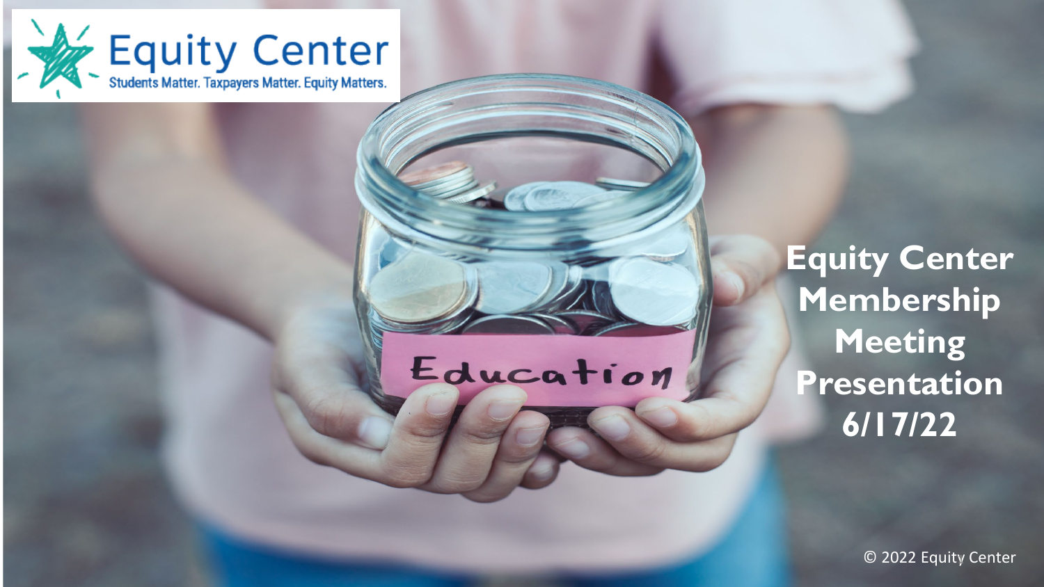Equity Center

Students Matter. Taxpayers Matter. Equity Matters.

Education

# Equity Center Membership Meeting Presentation 6/17/22

© 2022 Equity Center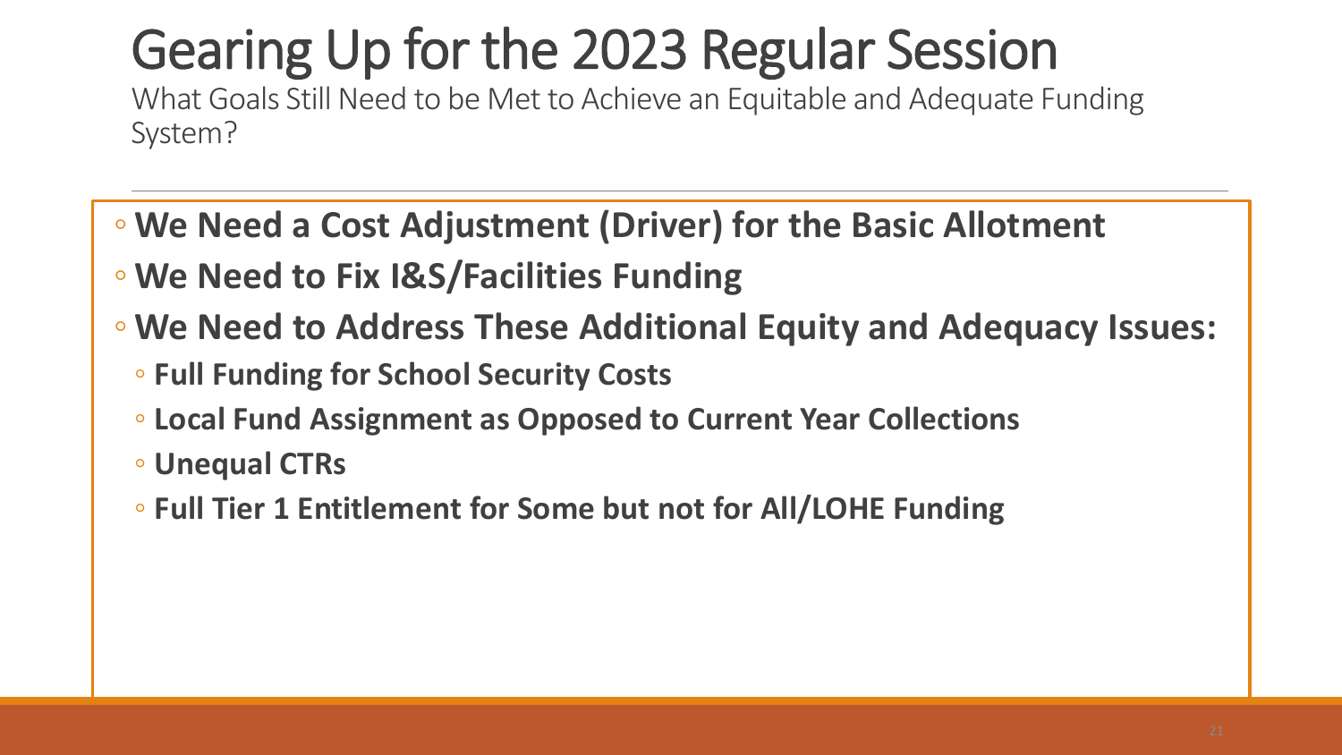# Gearing Up for the 2023 Regular Session

What Goals Still Need to be Met to Achieve an Equitable and Adequate Funding System?

- **We Need a Cost Adjustment (Driver) for the Basic Allotment**
- **We Need to Fix I&S/Facilities Funding**
- **We Need to Address These Additional Equity and Adequacy Issues:**
  - **Full Funding for School Security Costs**
  - **Local Fund Assignment as Opposed to Current Year Collections**
  - **Unequal CTRs**
  - **Full Tier 1 Entitlement for Some but not for All/LOHE Funding**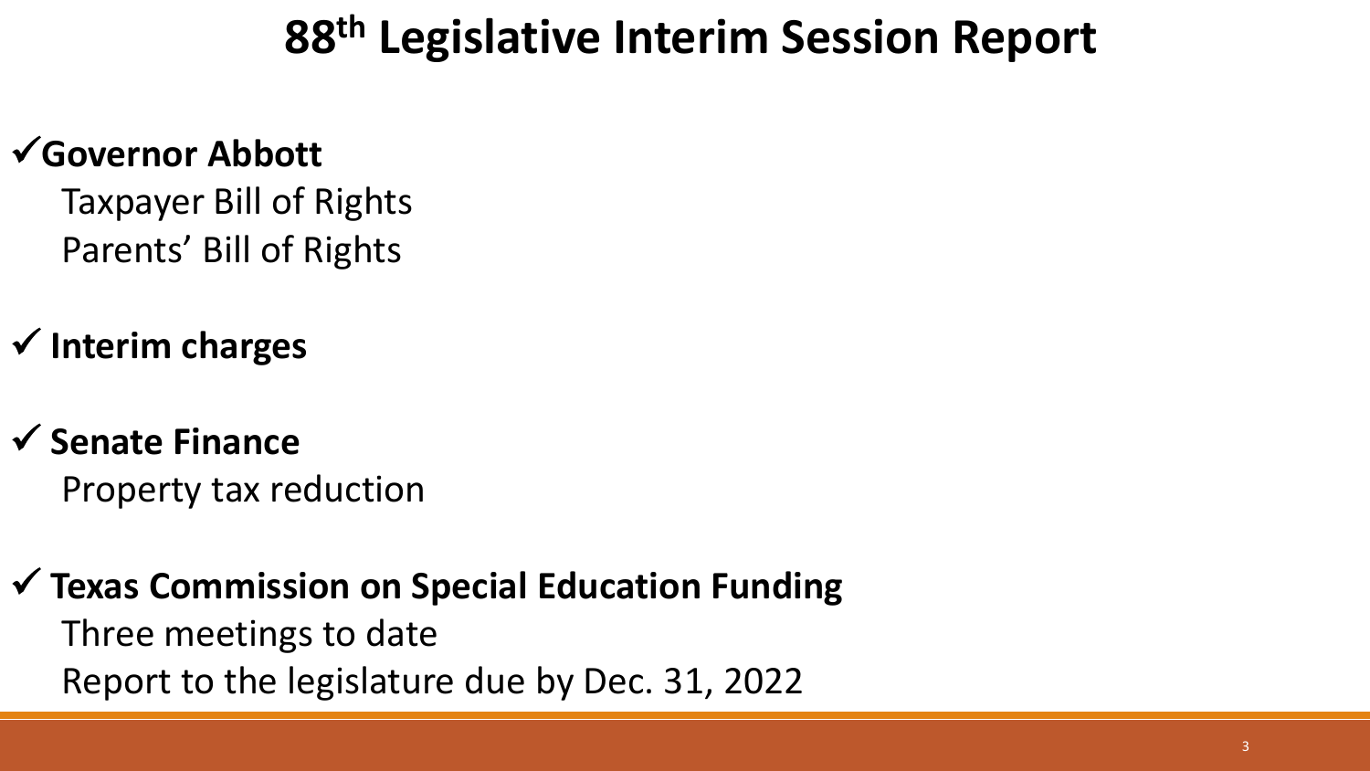# 88th Legislative Interim Session Report

- ✓ **Governor Abbott**
  - Taxpayer Bill of Rights
  - Parents' Bill of Rights
- ✓ **Interim charges**
- ✓ **Senate Finance**
  - Property tax reduction
- ✓ **Texas Commission on Special Education Funding**
  - Three meetings to date
  - Report to the legislature due by Dec. 31, 2022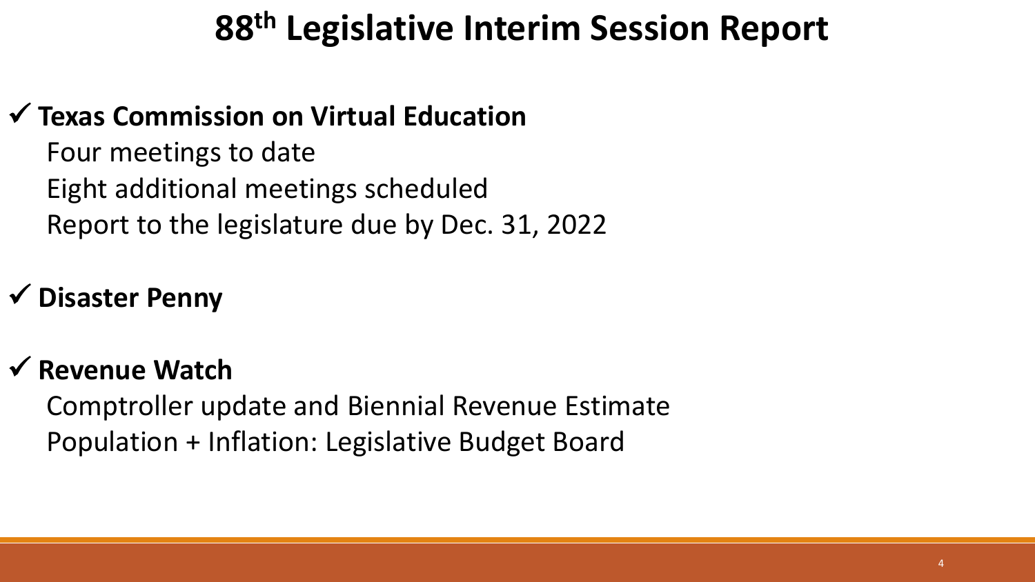# 88th Legislative Interim Session Report

✓ **Texas Commission on Virtual Education**

Four meetings to date
Eight additional meetings scheduled
Report to the legislature due by Dec. 31, 2022

✓ **Disaster Penny**

✓ **Revenue Watch**

Comptroller update and Biennial Revenue Estimate
Population + Inflation: Legislative Budget Board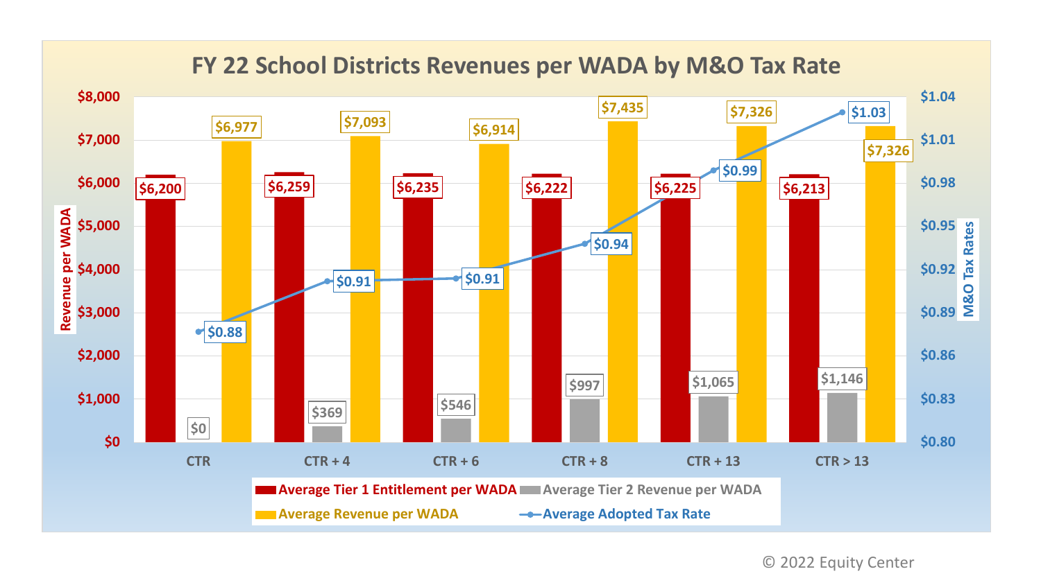# FY 22 School Districts Revenues per WADA by M&O Tax Rate

| | CTR | CTR + 4 | CTR + 6 | CTR + 8 | CTR + 13 | CTR > 13 |
|---|---|---|---|---|---|---|
| Average Tier 1 Entitlement per WADA | $6,200 | $6,259 | $6,235 | $6,222 | $6,225 | $6,213 |
| Average Tier 2 Revenue per WADA | $0 | $369 | $546 | $997 | $1,065 | $1,146 |
| Average Revenue per WADA | $6,977 | $7,093 | $6,914 | $7,435 | $7,326 | $7,326 |
| Average Adopted Tax Rate | $0.88 | $0.91 | $0.91 | $0.94 | $0.99 | $1.03 |

© 2022 Equity Center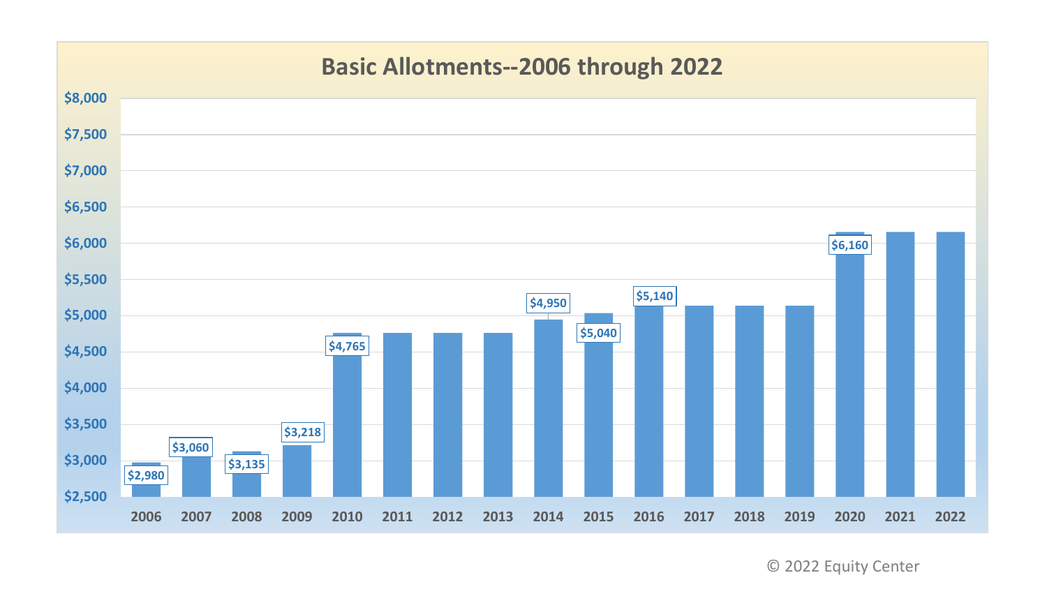# Basic Allotments--2006 through 2022

| Year | Basic Allotment |
|---|---|
| 2006 | $2,980 |
| 2007 | $3,060 |
| 2008 | $3,135 |
| 2009 | $3,218 |
| 2010 | $4,765 |
| 2011 | |
| 2012 | |
| 2013 | |
| 2014 | $4,950 |
| 2015 | $5,040 |
| 2016 | $5,140 |
| 2017 | |
| 2018 | |
| 2019 | |
| 2020 | $6,160 |
| 2021 | |
| 2022 | |

© 2022 Equity Center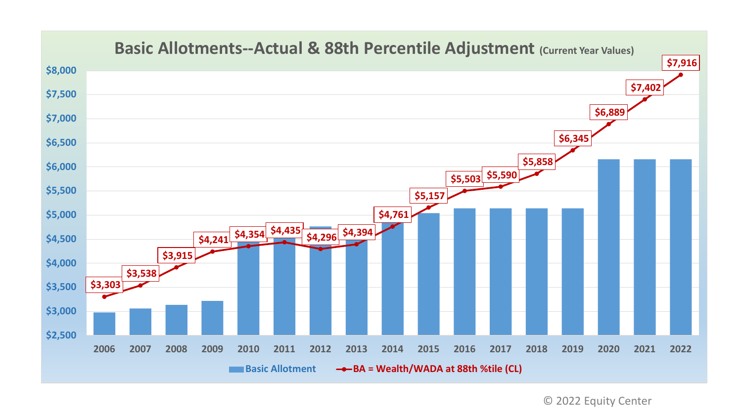## Basic Allotments--Actual & 88th Percentile Adjustment (Current Year Values)

| Year | BA = Wealth/WADA at 88th %tile (CL) |
| --- | --- |
| 2006 | $3,303 |
| 2007 | $3,538 |
| 2008 | $3,915 |
| 2009 | $4,241 |
| 2010 | $4,354 |
| 2011 | $4,435 |
| 2012 | $4,296 |
| 2013 | $4,394 |
| 2014 | $4,761 |
| 2015 | $5,157 |
| 2016 | $5,503 |
| 2017 | $5,590 |
| 2018 | $5,858 |
| 2019 | $6,345 |
| 2020 | $6,889 |
| 2021 | $7,402 |
| 2022 | $7,916 |

Basic Allotment — BA = Wealth/WADA at 88th %tile (CL)

© 2022 Equity Center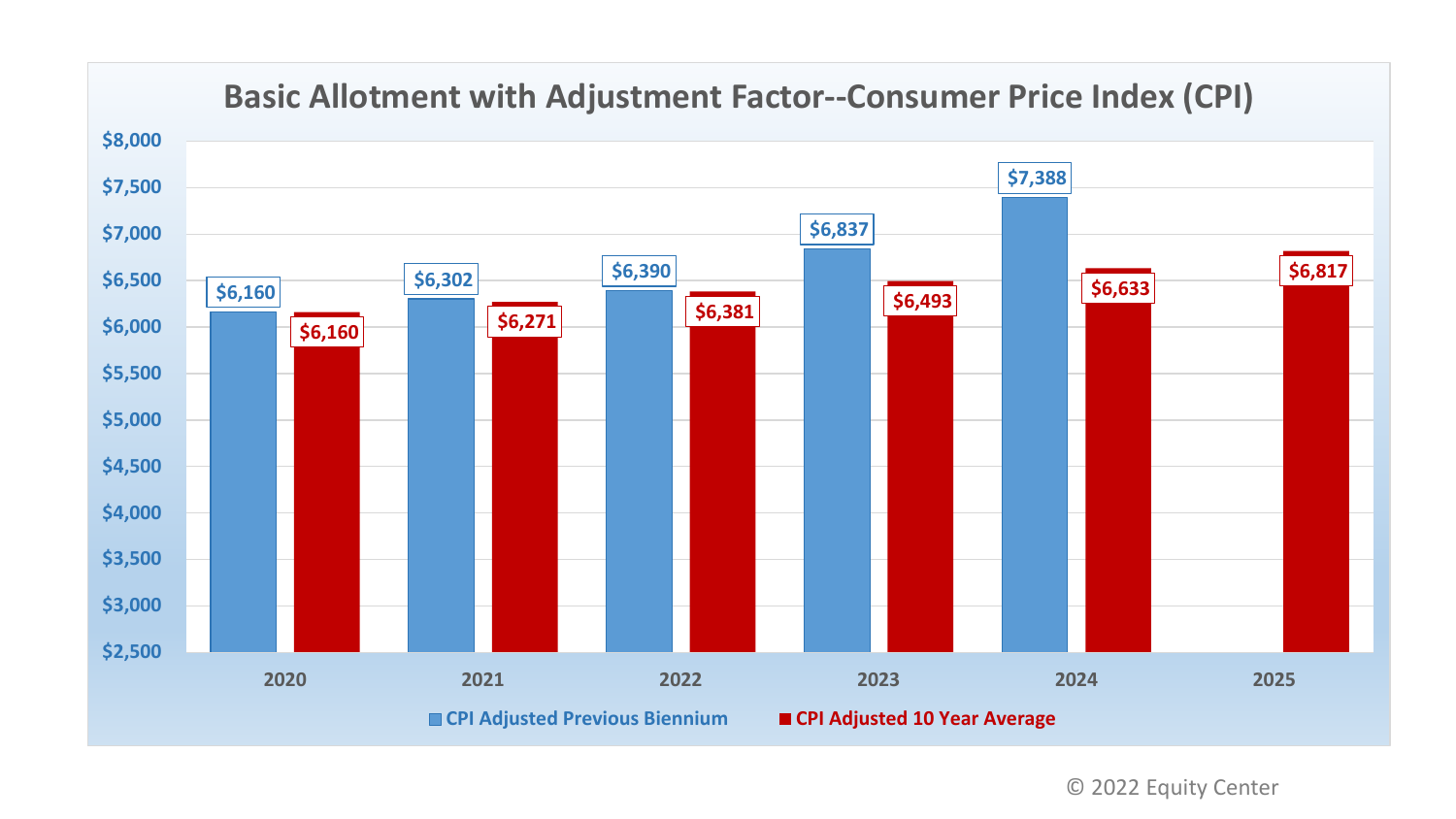## Basic Allotment with Adjustment Factor--Consumer Price Index (CPI)

| Year | CPI Adjusted Previous Biennium | CPI Adjusted 10 Year Average |
|---|---|---|
| 2020 | $6,160 | $6,160 |
| 2021 | $6,302 | $6,271 |
| 2022 | $6,390 | $6,381 |
| 2023 | $6,837 | $6,493 |
| 2024 | $7,388 | $6,633 |
| 2025 | | $6,817 |

© 2022 Equity Center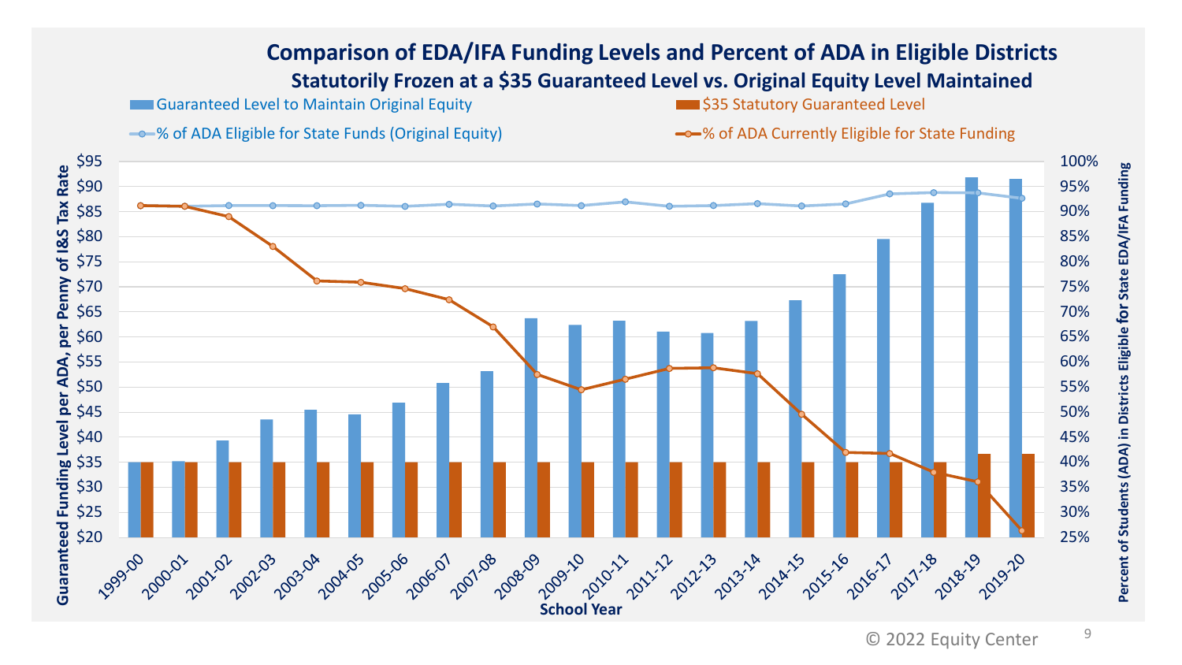## Comparison of EDA/IFA Funding Levels and Percent of ADA in Eligible Districts

### Statutorily Frozen at a $35 Guaranteed Level vs. Original Equity Level Maintained

- Guaranteed Level to Maintain Original Equity
- $35 Statutory Guaranteed Level
- % of ADA Eligible for State Funds (Original Equity)
- % of ADA Currently Eligible for State Funding

Guaranteed Funding Level per ADA, per Penny of I&S Tax Rate

Percent of Students (ADA) in Districts Eligible for State EDA/IFA Funding

School Year

1999-00, 2000-01, 2001-02, 2002-03, 2003-04, 2004-05, 2005-06, 2006-07, 2007-08, 2008-09, 2009-10, 2010-11, 2011-12, 2012-13, 2013-14, 2014-15, 2015-16, 2016-17, 2017-18, 2018-19, 2019-20

© 2022 Equity Center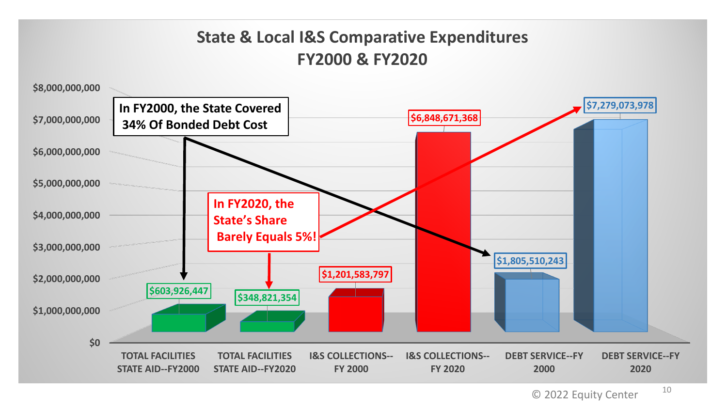# State & Local I&S Comparative Expenditures FY2000 & FY2020

| Category | Amount |
|---|---|
| TOTAL FACILITIES STATE AID--FY2000 | $603,926,447 |
| TOTAL FACILITIES STATE AID--FY2020 | $348,821,354 |
| I&S COLLECTIONS--FY 2000 | $1,201,583,797 |
| I&S COLLECTIONS--FY 2020 | $6,848,671,368 |
| DEBT SERVICE--FY 2000 | $1,805,510,243 |
| DEBT SERVICE--FY 2020 | $7,279,073,978 |

**In FY2000, the State Covered 34% Of Bonded Debt Cost**

**In FY2020, the State's Share Barely Equals 5%!**

© 2022 Equity Center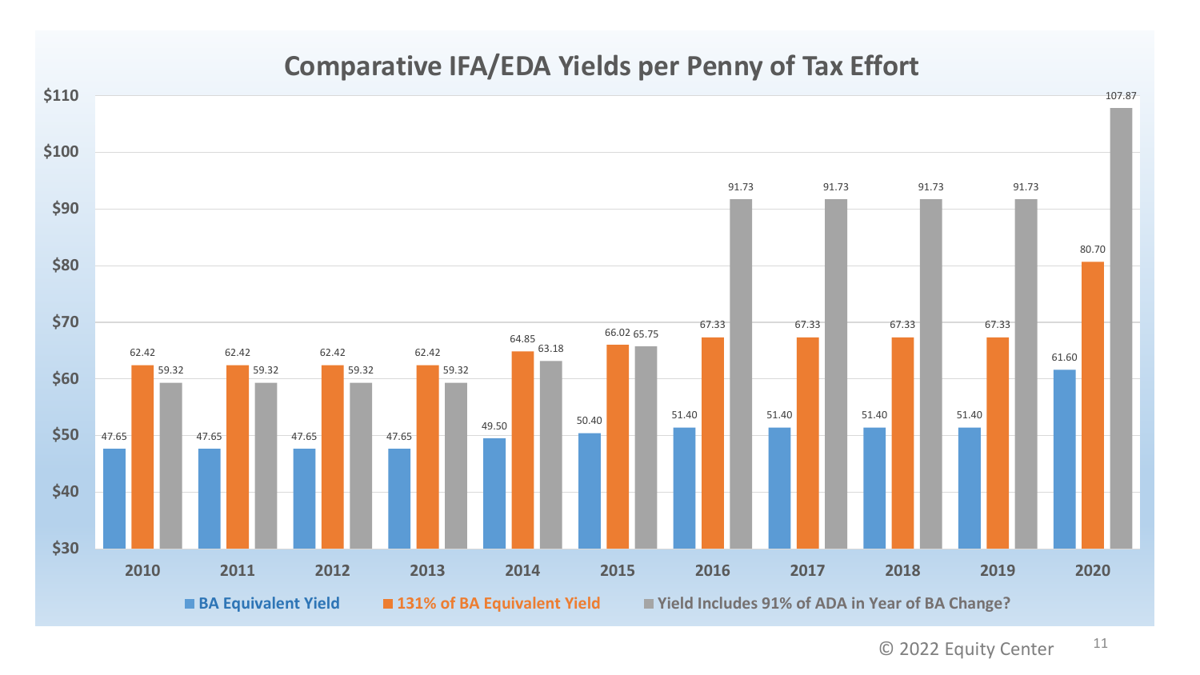# Comparative IFA/EDA Yields per Penny of Tax Effort

| Year | BA Equivalent Yield | 131% of BA Equivalent Yield | Yield Includes 91% of ADA in Year of BA Change? |
|---|---|---|---|
| 2010 | 47.65 | 62.42 | 59.32 |
| 2011 | 47.65 | 62.42 | 59.32 |
| 2012 | 47.65 | 62.42 | 59.32 |
| 2013 | 47.65 | 62.42 | 59.32 |
| 2014 | 49.50 | 64.85 | 63.18 |
| 2015 | 50.40 | 66.02 | 65.75 |
| 2016 | 51.40 | 67.33 | 91.73 |
| 2017 | 51.40 | 67.33 | 91.73 |
| 2018 | 51.40 | 67.33 | 91.73 |
| 2019 | 51.40 | 67.33 | 91.73 |
| 2020 | 61.60 | 80.70 | 107.87 |

© 2022 Equity Center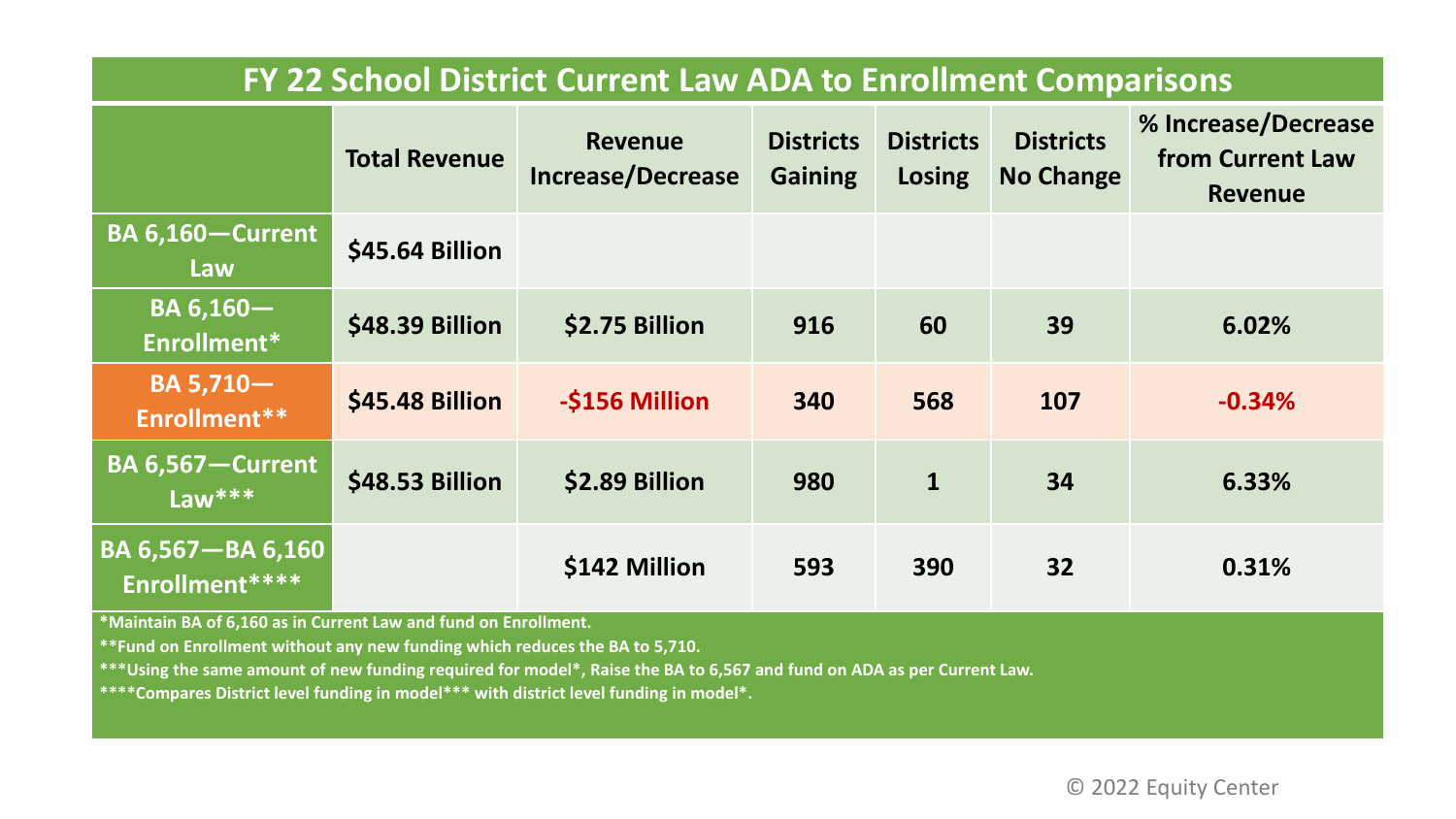## FY 22 School District Current Law ADA to Enrollment Comparisons

| | Total Revenue | Revenue Increase/Decrease | Districts Gaining | Districts Losing | Districts No Change | % Increase/Decrease from Current Law Revenue |
|---|---|---|---|---|---|---|
| BA 6,160—Current Law | $45.64 Billion | | | | | |
| BA 6,160—Enrollment* | $48.39 Billion | $2.75 Billion | 916 | 60 | 39 | 6.02% |
| BA 5,710—Enrollment** | $45.48 Billion | -$156 Million | 340 | 568 | 107 | -0.34% |
| BA 6,567—Current Law*** | $48.53 Billion | $2.89 Billion | 980 | 1 | 34 | 6.33% |
| BA 6,567—BA 6,160 Enrollment**** | | $142 Million | 593 | 390 | 32 | 0.31% |

*Maintain BA of 6,160 as in Current Law and fund on Enrollment.

**Fund on Enrollment without any new funding which reduces the BA to 5,710.

***Using the same amount of new funding required for model*, Raise the BA to 6,567 and fund on ADA as per Current Law.

****Compares District level funding in model*** with district level funding in model*.

© 2022 Equity Center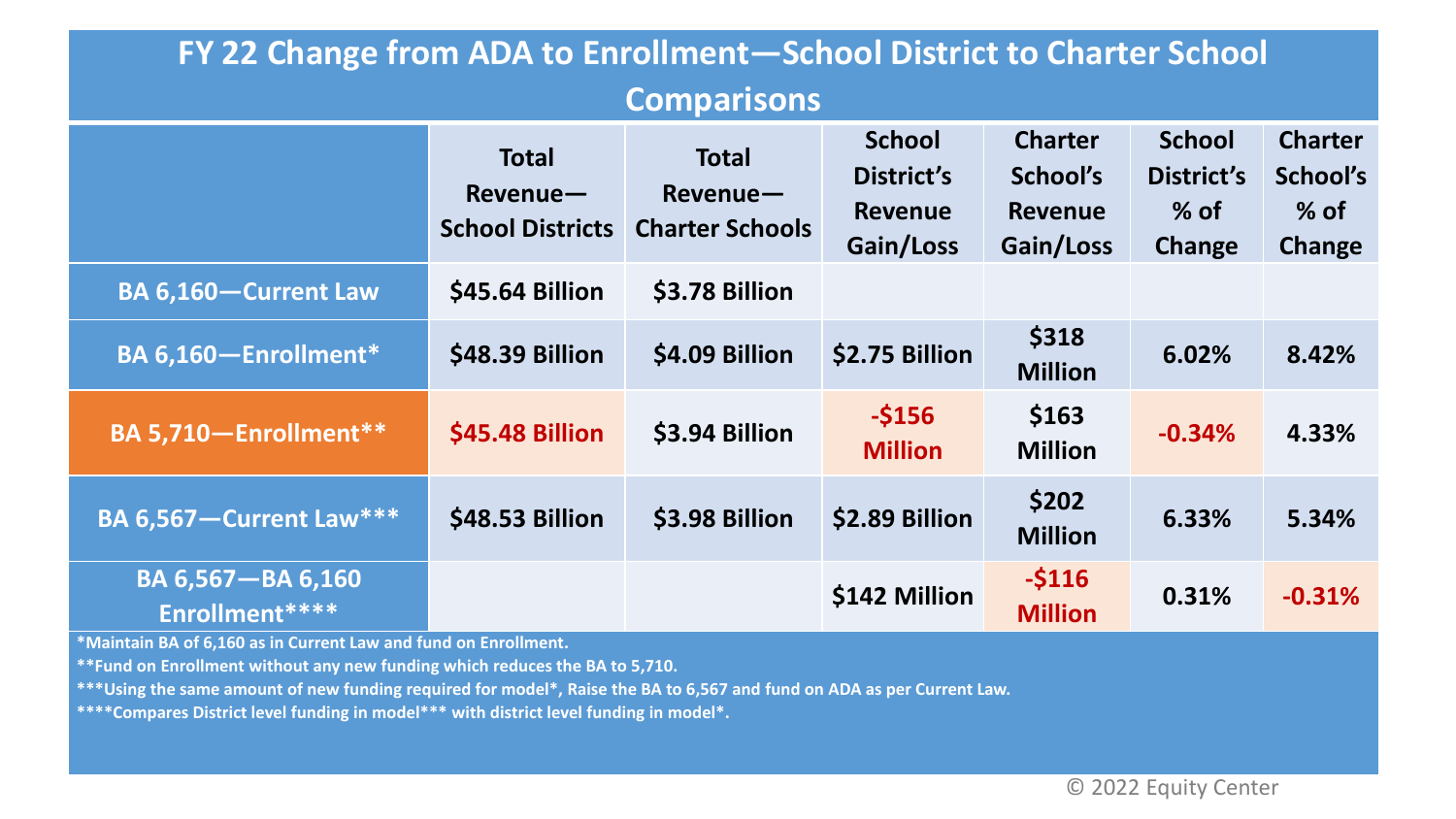# FY 22 Change from ADA to Enrollment—School District to Charter School Comparisons

| | Total Revenue—School Districts | Total Revenue—Charter Schools | School District's Revenue Gain/Loss | Charter School's Revenue Gain/Loss | School District's % of Change | Charter School's % of Change |
|---|---|---|---|---|---|---|
| **BA 6,160—Current Law** | **$45.64 Billion** | **$3.78 Billion** | | | | |
| **BA 6,160—Enrollment*** | **$48.39 Billion** | **$4.09 Billion** | **$2.75 Billion** | **$318 Million** | **6.02%** | **8.42%** |
| **BA 5,710—Enrollment**** | **$45.48 Billion** | **$3.94 Billion** | **-$156 Million** | **$163 Million** | **-0.34%** | **4.33%** |
| **BA 6,567—Current Law***** | **$48.53 Billion** | **$3.98 Billion** | **$2.89 Billion** | **$202 Million** | **6.33%** | **5.34%** |
| **BA 6,567—BA 6,160 Enrollment****** | | | **$142 Million** | **-$116 Million** | **0.31%** | **-0.31%** |

**\*Maintain BA of 6,160 as in Current Law and fund on Enrollment.**

**\*\*Fund on Enrollment without any new funding which reduces the BA to 5,710.**

**\*\*\*Using the same amount of new funding required for model*, Raise the BA to 6,567 and fund on ADA as per Current Law.**

**\*\*\*\*Compares District level funding in model*** with district level funding in model*.**

© 2022 Equity Center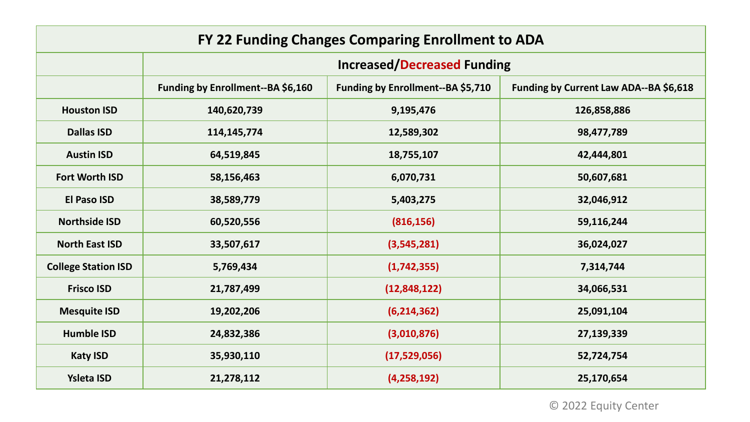# FY 22 Funding Changes Comparing Enrollment to ADA

| | Increased/Decreased Funding | | |
|---|---|---|---|
| | Funding by Enrollment--BA $6,160 | Funding by Enrollment--BA $5,710 | Funding by Current Law ADA--BA $6,618 |
| **Houston ISD** | 140,620,739 | 9,195,476 | 126,858,886 |
| **Dallas ISD** | 114,145,774 | 12,589,302 | 98,477,789 |
| **Austin ISD** | 64,519,845 | 18,755,107 | 42,444,801 |
| **Fort Worth ISD** | 58,156,463 | 6,070,731 | 50,607,681 |
| **El Paso ISD** | 38,589,779 | 5,403,275 | 32,046,912 |
| **Northside ISD** | 60,520,556 | (816,156) | 59,116,244 |
| **North East ISD** | 33,507,617 | (3,545,281) | 36,024,027 |
| **College Station ISD** | 5,769,434 | (1,742,355) | 7,314,744 |
| **Frisco ISD** | 21,787,499 | (12,848,122) | 34,066,531 |
| **Mesquite ISD** | 19,202,206 | (6,214,362) | 25,091,104 |
| **Humble ISD** | 24,832,386 | (3,010,876) | 27,139,339 |
| **Katy ISD** | 35,930,110 | (17,529,056) | 52,724,754 |
| **Ysleta ISD** | 21,278,112 | (4,258,192) | 25,170,654 |

© 2022 Equity Center